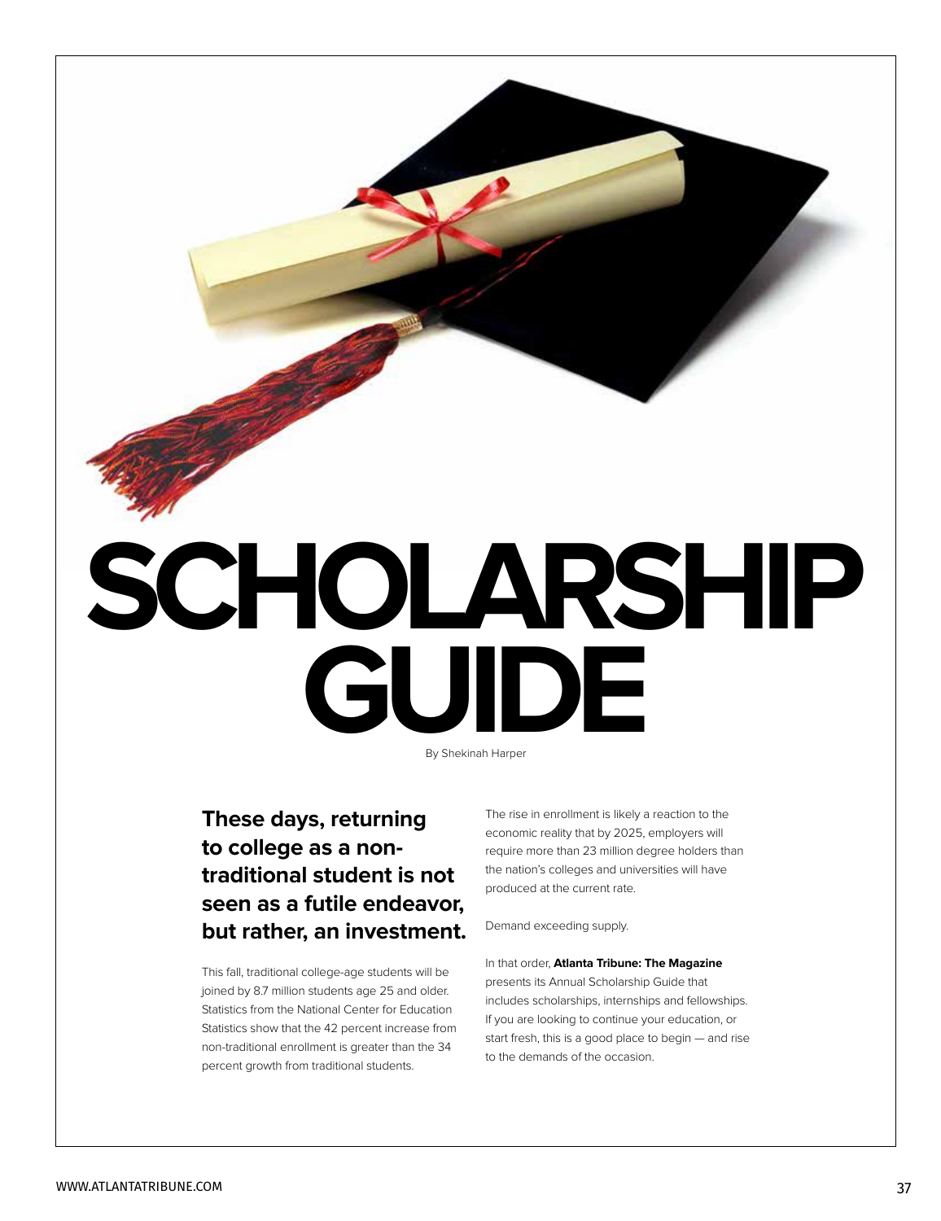# SCHOLARSHIP GUIDE

By Shekinah Harper

**These days, returning to college as a non-traditional student is not seen as a futile endeavor, but rather, an investment.**

This fall, traditional college-age students will be joined by 8.7 million students age 25 and older. Statistics from the National Center for Education Statistics show that the 42 percent increase from non-traditional enrollment is greater than the 34 percent growth from traditional students.

The rise in enrollment is likely a reaction to the economic reality that by 2025, employers will require more than 23 million degree holders than the nation's colleges and universities will have produced at the current rate.

Demand exceeding supply.

In that order, **Atlanta Tribune: The Magazine** presents its Annual Scholarship Guide that includes scholarships, internships and fellowships. If you are looking to continue your education, or start fresh, this is a good place to begin — and rise to the demands of the occasion.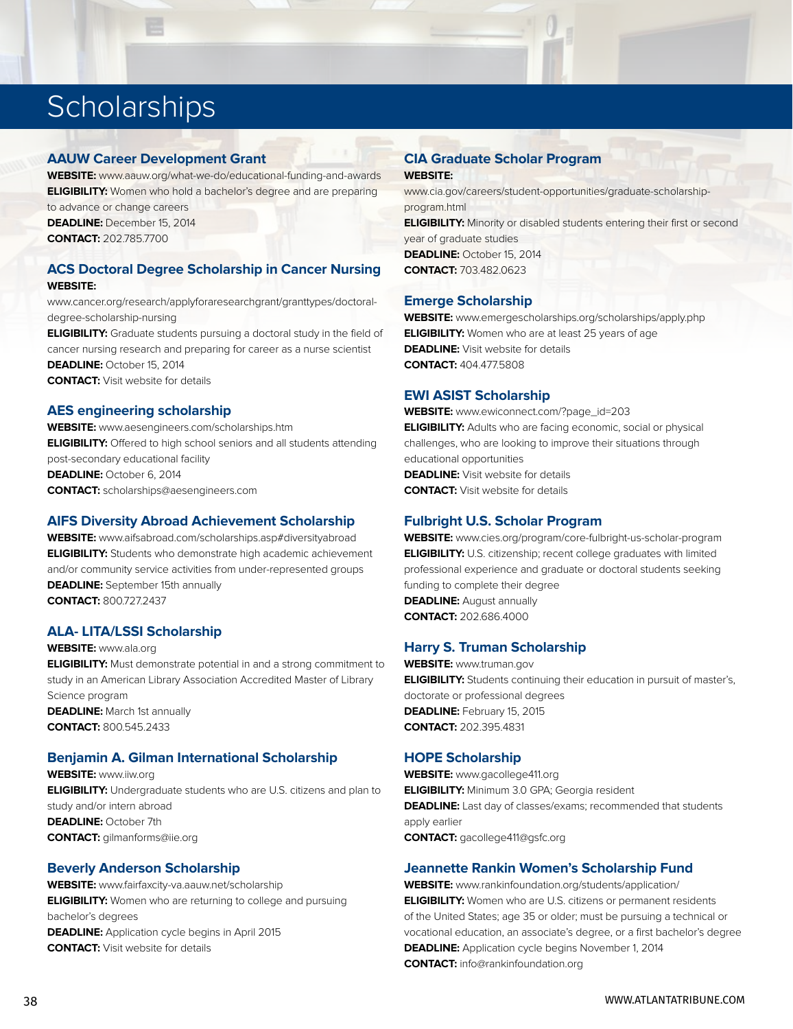# Scholarships

### AAUW Career Development Grant

**WEBSITE:** www.aauw.org/what-we-do/educational-funding-and-awards
**ELIGIBILITY:** Women who hold a bachelor's degree and are preparing to advance or change careers
**DEADLINE:** December 15, 2014
**CONTACT:** 202.785.7700

### ACS Doctoral Degree Scholarship in Cancer Nursing

**WEBSITE:** www.cancer.org/research/applyforaresearchgrant/granttypes/doctoral-degree-scholarship-nursing
**ELIGIBILITY:** Graduate students pursuing a doctoral study in the field of cancer nursing research and preparing for career as a nurse scientist
**DEADLINE:** October 15, 2014
**CONTACT:** Visit website for details

### AES engineering scholarship

**WEBSITE:** www.aesengineers.com/scholarships.htm
**ELIGIBILITY:** Offered to high school seniors and all students attending post-secondary educational facility
**DEADLINE:** October 6, 2014
**CONTACT:** scholarships@aesengineers.com

### AIFS Diversity Abroad Achievement Scholarship

**WEBSITE:** www.aifsabroad.com/scholarships.asp#diversityabroad
**ELIGIBILITY:** Students who demonstrate high academic achievement and/or community service activities from under-represented groups
**DEADLINE:** September 15th annually
**CONTACT:** 800.727.2437

### ALA- LITA/LSSI Scholarship

**WEBSITE:** www.ala.org
**ELIGIBILITY:** Must demonstrate potential in and a strong commitment to study in an American Library Association Accredited Master of Library Science program
**DEADLINE:** March 1st annually
**CONTACT:** 800.545.2433

### Benjamin A. Gilman International Scholarship

**WEBSITE:** www.iiw.org
**ELIGIBILITY:** Undergraduate students who are U.S. citizens and plan to study and/or intern abroad
**DEADLINE:** October 7th
**CONTACT:** gilmanforms@iie.org

### Beverly Anderson Scholarship

**WEBSITE:** www.fairfaxcity-va.aauw.net/scholarship
**ELIGIBILITY:** Women who are returning to college and pursuing bachelor's degrees
**DEADLINE:** Application cycle begins in April 2015
**CONTACT:** Visit website for details

### CIA Graduate Scholar Program

**WEBSITE:** www.cia.gov/careers/student-opportunities/graduate-scholarship-program.html
**ELIGIBILITY:** Minority or disabled students entering their first or second year of graduate studies
**DEADLINE:** October 15, 2014
**CONTACT:** 703.482.0623

### Emerge Scholarship

**WEBSITE:** www.emergescholarships.org/scholarships/apply.php
**ELIGIBILITY:** Women who are at least 25 years of age
**DEADLINE:** Visit website for details
**CONTACT:** 404.477.5808

### EWI ASIST Scholarship

**WEBSITE:** www.ewiconnect.com/?page_id=203
**ELIGIBILITY:** Adults who are facing economic, social or physical challenges, who are looking to improve their situations through educational opportunities
**DEADLINE:** Visit website for details
**CONTACT:** Visit website for details

### Fulbright U.S. Scholar Program

**WEBSITE:** www.cies.org/program/core-fulbright-us-scholar-program
**ELIGIBILITY:** U.S. citizenship; recent college graduates with limited professional experience and graduate or doctoral students seeking funding to complete their degree
**DEADLINE:** August annually
**CONTACT:** 202.686.4000

### Harry S. Truman Scholarship

**WEBSITE:** www.truman.gov
**ELIGIBILITY:** Students continuing their education in pursuit of master's, doctorate or professional degrees
**DEADLINE:** February 15, 2015
**CONTACT:** 202.395.4831

### HOPE Scholarship

**WEBSITE:** www.gacollege411.org
**ELIGIBILITY:** Minimum 3.0 GPA; Georgia resident
**DEADLINE:** Last day of classes/exams; recommended that students apply earlier
**CONTACT:** gacollege411@gsfc.org

### Jeannette Rankin Women's Scholarship Fund

**WEBSITE:** www.rankinfoundation.org/students/application/
**ELIGIBILITY:** Women who are U.S. citizens or permanent residents of the United States; age 35 or older; must be pursuing a technical or vocational education, an associate's degree, or a first bachelor's degree
**DEADLINE:** Application cycle begins November 1, 2014
**CONTACT:** info@rankinfoundation.org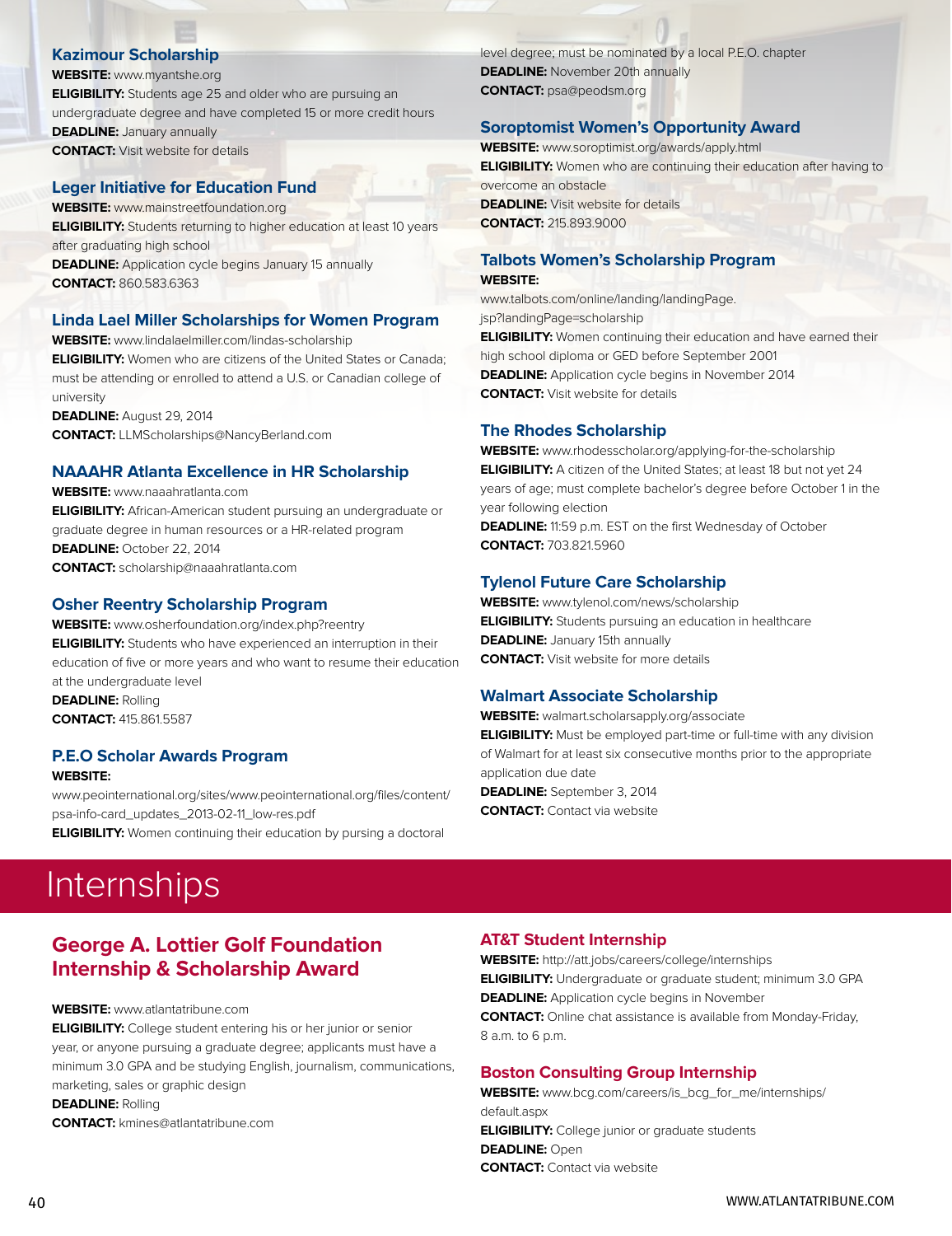### Kazimour Scholarship

**WEBSITE:** www.myantshe.org
**ELIGIBILITY:** Students age 25 and older who are pursuing an undergraduate degree and have completed 15 or more credit hours
**DEADLINE:** January annually
**CONTACT:** Visit website for details

### Leger Initiative for Education Fund

**WEBSITE:** www.mainstreetfoundation.org
**ELIGIBILITY:** Students returning to higher education at least 10 years after graduating high school
**DEADLINE:** Application cycle begins January 15 annually
**CONTACT:** 860.583.6363

### Linda Lael Miller Scholarships for Women Program

**WEBSITE:** www.lindalaelmiller.com/lindas-scholarship
**ELIGIBILITY:** Women who are citizens of the United States or Canada; must be attending or enrolled to attend a U.S. or Canadian college of university
**DEADLINE:** August 29, 2014
**CONTACT:** LLMScholarships@NancyBerland.com

### NAAAHR Atlanta Excellence in HR Scholarship

**WEBSITE:** www.naaahratlanta.com
**ELIGIBILITY:** African-American student pursuing an undergraduate or graduate degree in human resources or a HR-related program
**DEADLINE:** October 22, 2014
**CONTACT:** scholarship@naaahratlanta.com

### Osher Reentry Scholarship Program

**WEBSITE:** www.osherfoundation.org/index.php?reentry
**ELIGIBILITY:** Students who have experienced an interruption in their education of five or more years and who want to resume their education at the undergraduate level
**DEADLINE:** Rolling
**CONTACT:** 415.861.5587

### P.E.O Scholar Awards Program

**WEBSITE:** www.peointernational.org/sites/www.peointernational.org/files/content/psa-info-card_updates_2013-02-11_low-res.pdf
**ELIGIBILITY:** Women continuing their education by pursing a doctoral level degree; must be nominated by a local P.E.O. chapter
**DEADLINE:** November 20th annually
**CONTACT:** psa@peodsm.org

### Soroptomist Women's Opportunity Award

**WEBSITE:** www.soroptimist.org/awards/apply.html
**ELIGIBILITY:** Women who are continuing their education after having to overcome an obstacle
**DEADLINE:** Visit website for details
**CONTACT:** 215.893.9000

### Talbots Women's Scholarship Program

**WEBSITE:** www.talbots.com/online/landing/landingPage.jsp?landingPage=scholarship
**ELIGIBILITY:** Women continuing their education and have earned their high school diploma or GED before September 2001
**DEADLINE:** Application cycle begins in November 2014
**CONTACT:** Visit website for details

### The Rhodes Scholarship

**WEBSITE:** www.rhodesscholar.org/applying-for-the-scholarship
**ELIGIBILITY:** A citizen of the United States; at least 18 but not yet 24 years of age; must complete bachelor's degree before October 1 in the year following election
**DEADLINE:** 11:59 p.m. EST on the first Wednesday of October
**CONTACT:** 703.821.5960

### Tylenol Future Care Scholarship

**WEBSITE:** www.tylenol.com/news/scholarship
**ELIGIBILITY:** Students pursuing an education in healthcare
**DEADLINE:** January 15th annually
**CONTACT:** Visit website for more details

### Walmart Associate Scholarship

**WEBSITE:** walmart.scholarsapply.org/associate
**ELIGIBILITY:** Must be employed part-time or full-time with any division of Walmart for at least six consecutive months prior to the appropriate application due date
**DEADLINE:** September 3, 2014
**CONTACT:** Contact via website

# Internships

### George A. Lottier Golf Foundation Internship & Scholarship Award

**WEBSITE:** www.atlantatribune.com
**ELIGIBILITY:** College student entering his or her junior or senior year, or anyone pursuing a graduate degree; applicants must have a minimum 3.0 GPA and be studying English, journalism, communications, marketing, sales or graphic design
**DEADLINE:** Rolling
**CONTACT:** kmines@atlantatribune.com

### AT&T Student Internship

**WEBSITE:** http://att.jobs/careers/college/internships
**ELIGIBILITY:** Undergraduate or graduate student; minimum 3.0 GPA
**DEADLINE:** Application cycle begins in November
**CONTACT:** Online chat assistance is available from Monday-Friday, 8 a.m. to 6 p.m.

### Boston Consulting Group Internship

**WEBSITE:** www.bcg.com/careers/is_bcg_for_me/internships/default.aspx
**ELIGIBILITY:** College junior or graduate students
**DEADLINE:** Open
**CONTACT:** Contact via website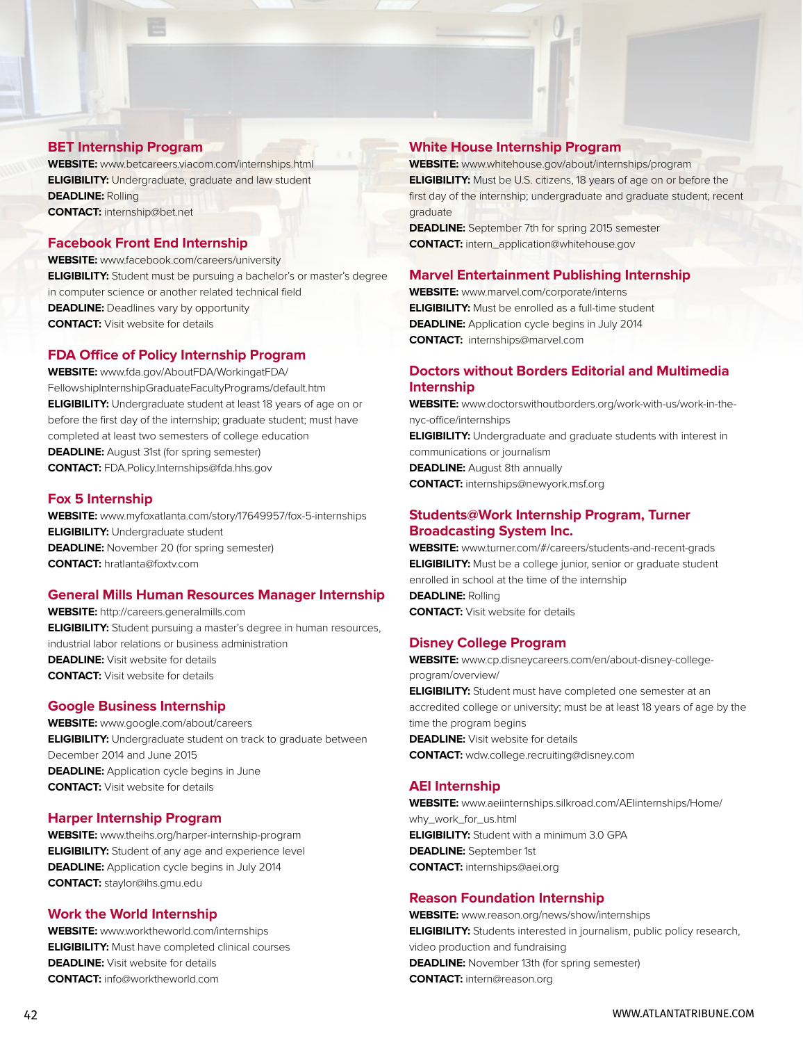### BET Internship Program

**WEBSITE:** www.betcareers.viacom.com/internships.html
**ELIGIBILITY:** Undergraduate, graduate and law student
**DEADLINE:** Rolling
**CONTACT:** internship@bet.net

### Facebook Front End Internship

**WEBSITE:** www.facebook.com/careers/university
**ELIGIBILITY:** Student must be pursuing a bachelor's or master's degree in computer science or another related technical field
**DEADLINE:** Deadlines vary by opportunity
**CONTACT:** Visit website for details

### FDA Office of Policy Internship Program

**WEBSITE:** www.fda.gov/AboutFDA/WorkingatFDA/FellowshipInternshipGraduateFacultyPrograms/default.htm
**ELIGIBILITY:** Undergraduate student at least 18 years of age on or before the first day of the internship; graduate student; must have completed at least two semesters of college education
**DEADLINE:** August 31st (for spring semester)
**CONTACT:** FDA.Policy.Internships@fda.hhs.gov

### Fox 5 Internship

**WEBSITE:** www.myfoxatlanta.com/story/17649957/fox-5-internships
**ELIGIBILITY:** Undergraduate student
**DEADLINE:** November 20 (for spring semester)
**CONTACT:** hratlanta@foxtv.com

### General Mills Human Resources Manager Internship

**WEBSITE:** http://careers.generalmills.com
**ELIGIBILITY:** Student pursuing a master's degree in human resources, industrial labor relations or business administration
**DEADLINE:** Visit website for details
**CONTACT:** Visit website for details

### Google Business Internship

**WEBSITE:** www.google.com/about/careers
**ELIGIBILITY:** Undergraduate student on track to graduate between December 2014 and June 2015
**DEADLINE:** Application cycle begins in June
**CONTACT:** Visit website for details

### Harper Internship Program

**WEBSITE:** www.theihs.org/harper-internship-program
**ELIGIBILITY:** Student of any age and experience level
**DEADLINE:** Application cycle begins in July 2014
**CONTACT:** staylor@ihs.gmu.edu

### Work the World Internship

**WEBSITE:** www.worktheworld.com/internships
**ELIGIBILITY:** Must have completed clinical courses
**DEADLINE:** Visit website for details
**CONTACT:** info@worktheworld.com

### White House Internship Program

**WEBSITE:** www.whitehouse.gov/about/internships/program
**ELIGIBILITY:** Must be U.S. citizens, 18 years of age on or before the first day of the internship; undergraduate and graduate student; recent graduate
**DEADLINE:** September 7th for spring 2015 semester
**CONTACT:** intern_application@whitehouse.gov

### Marvel Entertainment Publishing Internship

**WEBSITE:** www.marvel.com/corporate/interns
**ELIGIBILITY:** Must be enrolled as a full-time student
**DEADLINE:** Application cycle begins in July 2014
**CONTACT:** internships@marvel.com

### Doctors without Borders Editorial and Multimedia Internship

**WEBSITE:** www.doctorswithoutborders.org/work-with-us/work-in-the-nyc-office/internships
**ELIGIBILITY:** Undergraduate and graduate students with interest in communications or journalism
**DEADLINE:** August 8th annually
**CONTACT:** internships@newyork.msf.org

### Students@Work Internship Program, Turner Broadcasting System Inc.

**WEBSITE:** www.turner.com/#/careers/students-and-recent-grads
**ELIGIBILITY:** Must be a college junior, senior or graduate student enrolled in school at the time of the internship
**DEADLINE:** Rolling
**CONTACT:** Visit website for details

### Disney College Program

**WEBSITE:** www.cp.disneycareers.com/en/about-disney-college-program/overview/
**ELIGIBILITY:** Student must have completed one semester at an accredited college or university; must be at least 18 years of age by the time the program begins
**DEADLINE:** Visit website for details
**CONTACT:** wdw.college.recruiting@disney.com

### AEI Internship

**WEBSITE:** www.aeiinternships.silkroad.com/AEIinternships/Home/why_work_for_us.html
**ELIGIBILITY:** Student with a minimum 3.0 GPA
**DEADLINE:** September 1st
**CONTACT:** internships@aei.org

### Reason Foundation Internship

**WEBSITE:** www.reason.org/news/show/internships
**ELIGIBILITY:** Students interested in journalism, public policy research, video production and fundraising
**DEADLINE:** November 13th (for spring semester)
**CONTACT:** intern@reason.org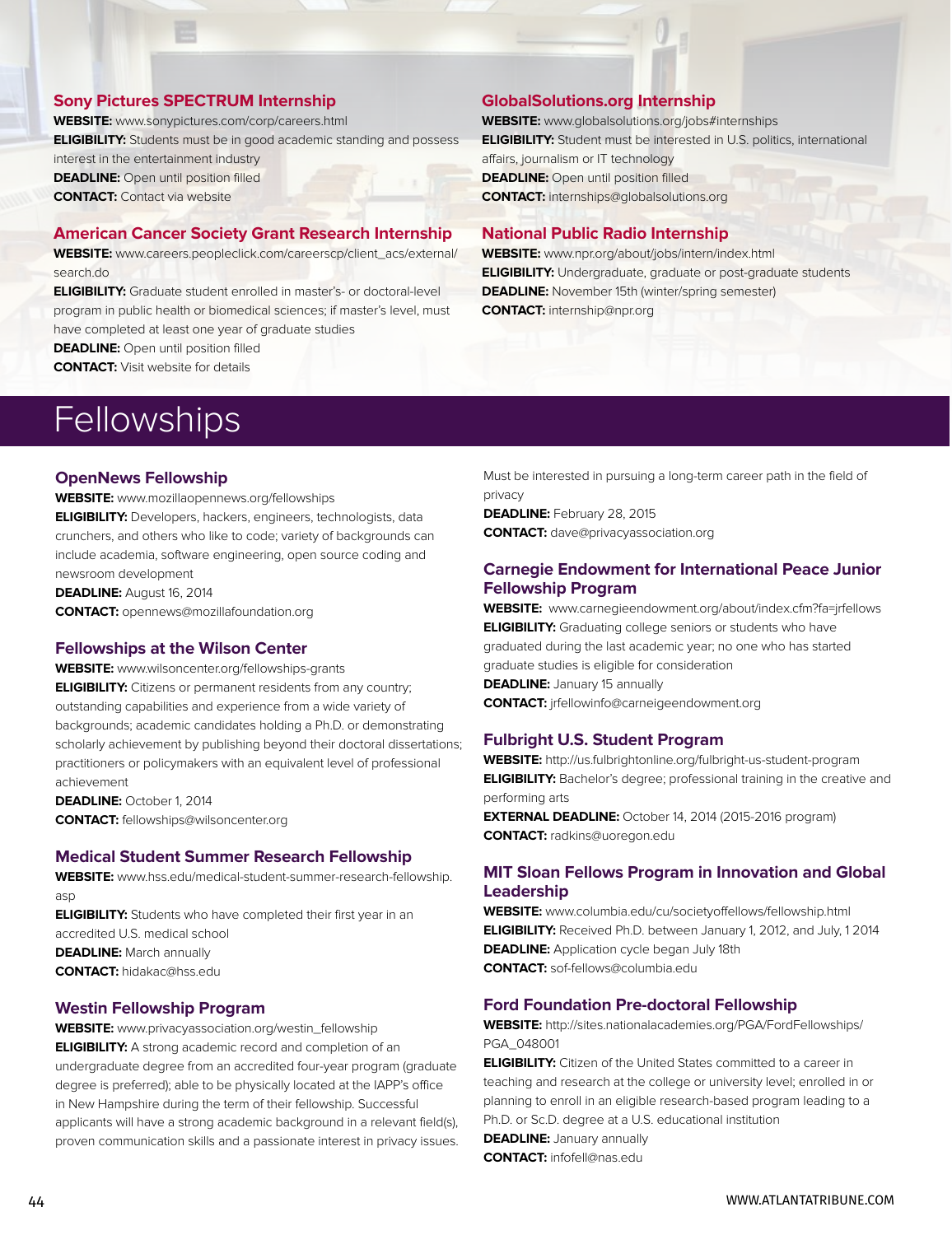### Sony Pictures SPECTRUM Internship

**WEBSITE:** www.sonypictures.com/corp/careers.html
**ELIGIBILITY:** Students must be in good academic standing and possess interest in the entertainment industry
**DEADLINE:** Open until position filled
**CONTACT:** Contact via website

### American Cancer Society Grant Research Internship

**WEBSITE:** www.careers.peopleclick.com/careerscp/client_acs/external/search.do
**ELIGIBILITY:** Graduate student enrolled in master's- or doctoral-level program in public health or biomedical sciences; if master's level, must have completed at least one year of graduate studies
**DEADLINE:** Open until position filled
**CONTACT:** Visit website for details

### GlobalSolutions.org Internship

**WEBSITE:** www.globalsolutions.org/jobs#internships
**ELIGIBILITY:** Student must be interested in U.S. politics, international affairs, journalism or IT technology
**DEADLINE:** Open until position filled
**CONTACT:** internships@globalsolutions.org

### National Public Radio Internship

**WEBSITE:** www.npr.org/about/jobs/intern/index.html
**ELIGIBILITY:** Undergraduate, graduate or post-graduate students
**DEADLINE:** November 15th (winter/spring semester)
**CONTACT:** internship@npr.org

# Fellowships

### OpenNews Fellowship

**WEBSITE:** www.mozillaopennews.org/fellowships
**ELIGIBILITY:** Developers, hackers, engineers, technologists, data crunchers, and others who like to code; variety of backgrounds can include academia, software engineering, open source coding and newsroom development
**DEADLINE:** August 16, 2014
**CONTACT:** opennews@mozillafoundation.org

### Fellowships at the Wilson Center

**WEBSITE:** www.wilsoncenter.org/fellowships-grants
**ELIGIBILITY:** Citizens or permanent residents from any country; outstanding capabilities and experience from a wide variety of backgrounds; academic candidates holding a Ph.D. or demonstrating scholarly achievement by publishing beyond their doctoral dissertations; practitioners or policymakers with an equivalent level of professional achievement
**DEADLINE:** October 1, 2014
**CONTACT:** fellowships@wilsoncenter.org

### Medical Student Summer Research Fellowship

**WEBSITE:** www.hss.edu/medical-student-summer-research-fellowship.asp
**ELIGIBILITY:** Students who have completed their first year in an accredited U.S. medical school
**DEADLINE:** March annually
**CONTACT:** hidakac@hss.edu

### Westin Fellowship Program

**WEBSITE:** www.privacyassociation.org/westin_fellowship
**ELIGIBILITY:** A strong academic record and completion of an undergraduate degree from an accredited four-year program (graduate degree is preferred); able to be physically located at the IAPP's office in New Hampshire during the term of their fellowship. Successful applicants will have a strong academic background in a relevant field(s), proven communication skills and a passionate interest in privacy issues. Must be interested in pursuing a long-term career path in the field of privacy
**DEADLINE:** February 28, 2015
**CONTACT:** dave@privacyassociation.org

### Carnegie Endowment for International Peace Junior Fellowship Program

**WEBSITE:** www.carnegieendowment.org/about/index.cfm?fa=jrfellows
**ELIGIBILITY:** Graduating college seniors or students who have graduated during the last academic year; no one who has started graduate studies is eligible for consideration
**DEADLINE:** January 15 annually
**CONTACT:** jrfellowinfo@carneigeendowment.org

### Fulbright U.S. Student Program

**WEBSITE:** http://us.fulbrightonline.org/fulbright-us-student-program
**ELIGIBILITY:** Bachelor's degree; professional training in the creative and performing arts
**EXTERNAL DEADLINE:** October 14, 2014 (2015-2016 program)
**CONTACT:** radkins@uoregon.edu

### MIT Sloan Fellows Program in Innovation and Global Leadership

**WEBSITE:** www.columbia.edu/cu/societyoffellows/fellowship.html
**ELIGIBILITY:** Received Ph.D. between January 1, 2012, and July, 1 2014
**DEADLINE:** Application cycle began July 18th
**CONTACT:** sof-fellows@columbia.edu

### Ford Foundation Pre-doctoral Fellowship

**WEBSITE:** http://sites.nationalacademies.org/PGA/FordFellowships/PGA_048001
**ELIGIBILITY:** Citizen of the United States committed to a career in teaching and research at the college or university level; enrolled in or planning to enroll in an eligible research-based program leading to a Ph.D. or Sc.D. degree at a U.S. educational institution
**DEADLINE:** January annually
**CONTACT:** infofell@nas.edu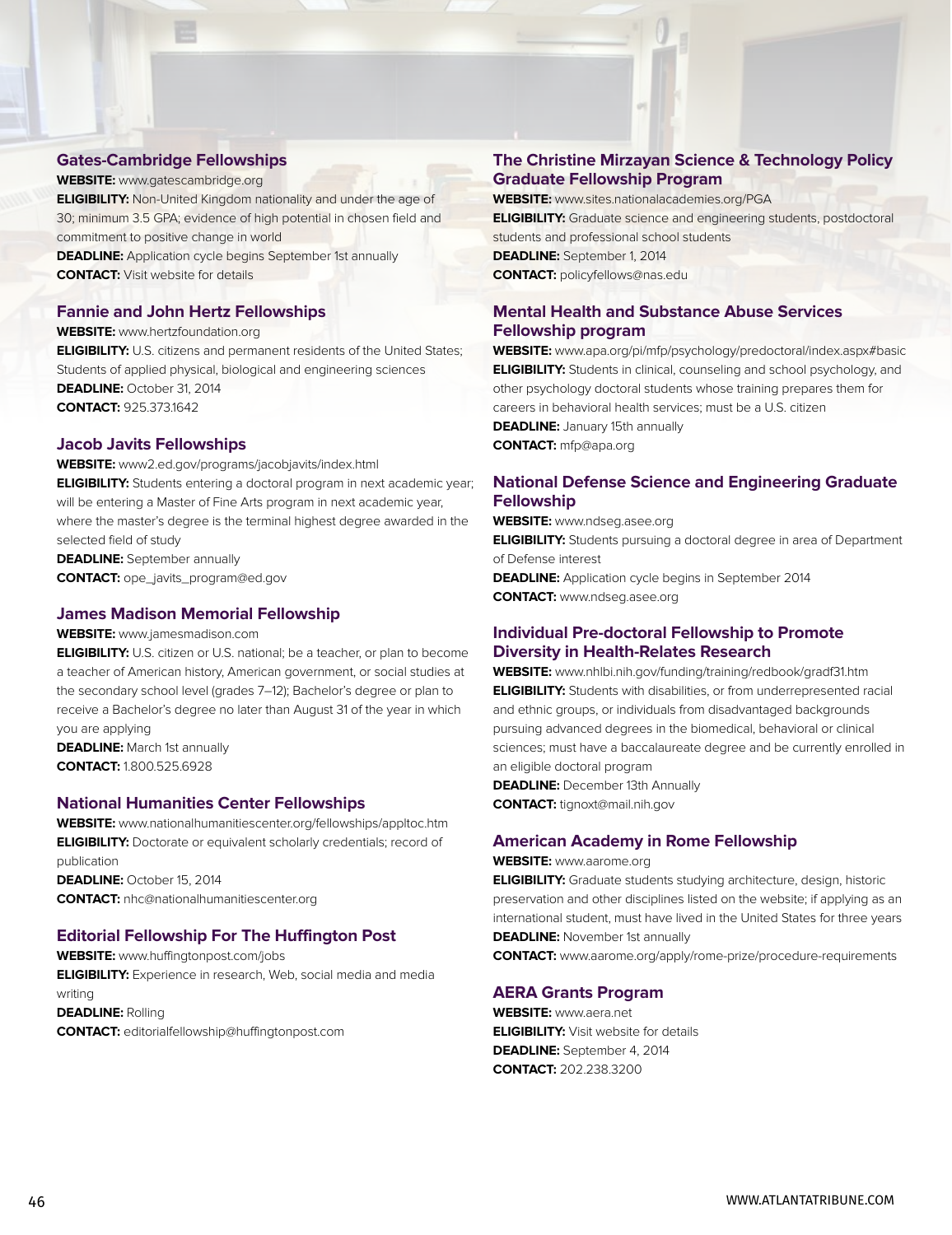### Gates-Cambridge Fellowships

**WEBSITE:** www.gatescambridge.org
**ELIGIBILITY:** Non-United Kingdom nationality and under the age of 30; minimum 3.5 GPA; evidence of high potential in chosen field and commitment to positive change in world
**DEADLINE:** Application cycle begins September 1st annually
**CONTACT:** Visit website for details

### Fannie and John Hertz Fellowships

**WEBSITE:** www.hertzfoundation.org
**ELIGIBILITY:** U.S. citizens and permanent residents of the United States; Students of applied physical, biological and engineering sciences
**DEADLINE:** October 31, 2014
**CONTACT:** 925.373.1642

### Jacob Javits Fellowships

**WEBSITE:** www2.ed.gov/programs/jacobjavits/index.html
**ELIGIBILITY:** Students entering a doctoral program in next academic year; will be entering a Master of Fine Arts program in next academic year, where the master's degree is the terminal highest degree awarded in the selected field of study
**DEADLINE:** September annually
**CONTACT:** ope_javits_program@ed.gov

### James Madison Memorial Fellowship

**WEBSITE:** www.jamesmadison.com
**ELIGIBILITY:** U.S. citizen or U.S. national; be a teacher, or plan to become a teacher of American history, American government, or social studies at the secondary school level (grades 7–12); Bachelor's degree or plan to receive a Bachelor's degree no later than August 31 of the year in which you are applying
**DEADLINE:** March 1st annually
**CONTACT:** 1.800.525.6928

### National Humanities Center Fellowships

**WEBSITE:** www.nationalhumanitiescenter.org/fellowships/appltoc.htm
**ELIGIBILITY:** Doctorate or equivalent scholarly credentials; record of publication
**DEADLINE:** October 15, 2014
**CONTACT:** nhc@nationalhumanitiescenter.org

### Editorial Fellowship For The Huffington Post

**WEBSITE:** www.huffingtonpost.com/jobs
**ELIGIBILITY:** Experience in research, Web, social media and media writing
**DEADLINE:** Rolling
**CONTACT:** editorialfellowship@huffingtonpost.com

### The Christine Mirzayan Science & Technology Policy Graduate Fellowship Program

**WEBSITE:** www.sites.nationalacademies.org/PGA
**ELIGIBILITY:** Graduate science and engineering students, postdoctoral students and professional school students
**DEADLINE:** September 1, 2014
**CONTACT:** policyfellows@nas.edu

### Mental Health and Substance Abuse Services Fellowship program

**WEBSITE:** www.apa.org/pi/mfp/psychology/predoctoral/index.aspx#basic
**ELIGIBILITY:** Students in clinical, counseling and school psychology, and other psychology doctoral students whose training prepares them for careers in behavioral health services; must be a U.S. citizen
**DEADLINE:** January 15th annually
**CONTACT:** mfp@apa.org

### National Defense Science and Engineering Graduate Fellowship

**WEBSITE:** www.ndseg.asee.org
**ELIGIBILITY:** Students pursuing a doctoral degree in area of Department of Defense interest
**DEADLINE:** Application cycle begins in September 2014
**CONTACT:** www.ndseg.asee.org

### Individual Pre-doctoral Fellowship to Promote Diversity in Health-Relates Research

**WEBSITE:** www.nhlbi.nih.gov/funding/training/redbook/gradf31.htm
**ELIGIBILITY:** Students with disabilities, or from underrepresented racial and ethnic groups, or individuals from disadvantaged backgrounds pursuing advanced degrees in the biomedical, behavioral or clinical sciences; must have a baccalaureate degree and be currently enrolled in an eligible doctoral program
**DEADLINE:** December 13th Annually
**CONTACT:** tignoxt@mail.nih.gov

### American Academy in Rome Fellowship

**WEBSITE:** www.aarome.org
**ELIGIBILITY:** Graduate students studying architecture, design, historic preservation and other disciplines listed on the website; if applying as an international student, must have lived in the United States for three years
**DEADLINE:** November 1st annually
**CONTACT:** www.aarome.org/apply/rome-prize/procedure-requirements

### AERA Grants Program

**WEBSITE:** www.aera.net
**ELIGIBILITY:** Visit website for details
**DEADLINE:** September 4, 2014
**CONTACT:** 202.238.3200